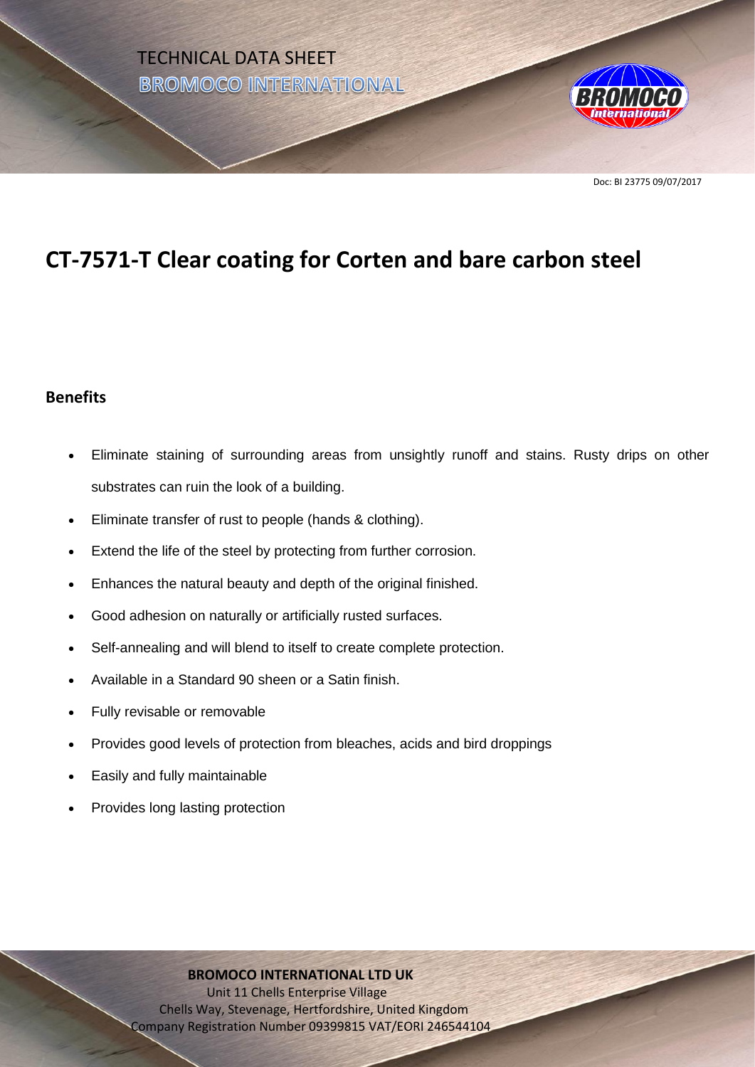TECHNICAL DATA SHEET

BROMOCO INTERNATIONAL

Doc: BI 23775 09/07/2017

# CT-7571-T Clear coating for Corten and bare carbon steel

## Benefits

- Eliminate staining of surrounding areas from unsightly runoff and stains. Rusty drips on other substrates can ruin the look of a building.
- Eliminate transfer of rust to people (hands & clothing).
- Extend the life of the steel by protecting from further corrosion.
- Enhances the natural beauty and depth of the original finished.
- Good adhesion on naturally or artificially rusted surfaces.
- Self-annealing and will blend to itself to create complete protection.
- Available in a Standard 90 sheen or a Satin finish.
- Fully revisable or removable
- Provides good levels of protection from bleaches, acids and bird droppings
- Easily and fully maintainable
- Provides long lasting protection

**BROMOCO INTERNATIONAL LTD UK**
Unit 11 Chells Enterprise Village
Chells Way, Stevenage, Hertfordshire, United Kingdom
Company Registration Number 09399815 VAT/EORI 246544104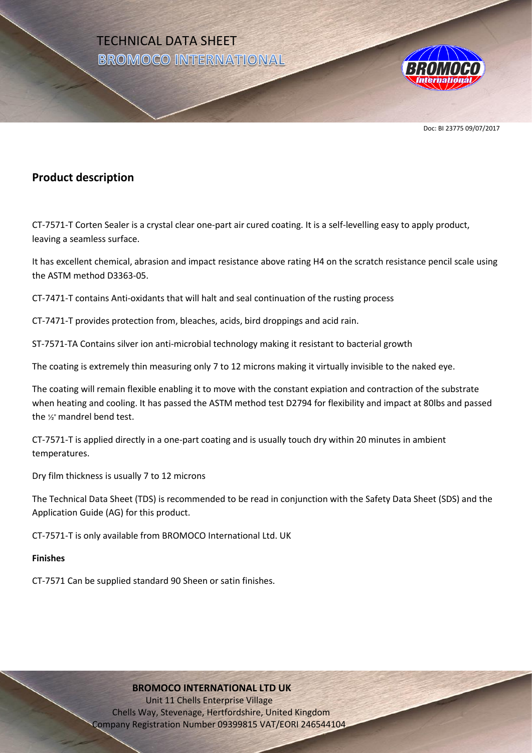TECHNICAL DATA SHEET
BROMOCO INTERNATIONAL

Doc: BI 23775 09/07/2017

## Product description

CT-7571-T Corten Sealer is a crystal clear one-part air cured coating. It is a self-levelling easy to apply product, leaving a seamless surface.

It has excellent chemical, abrasion and impact resistance above rating H4 on the scratch resistance pencil scale using the ASTM method D3363-05.

CT-7471-T contains Anti-oxidants that will halt and seal continuation of the rusting process

CT-7471-T provides protection from, bleaches, acids, bird droppings and acid rain.

ST-7571-TA Contains silver ion anti-microbial technology making it resistant to bacterial growth

The coating is extremely thin measuring only 7 to 12 microns making it virtually invisible to the naked eye.

The coating will remain flexible enabling it to move with the constant expiation and contraction of the substrate when heating and cooling. It has passed the ASTM method test D2794 for flexibility and impact at 80lbs and passed the ½" mandrel bend test.

CT-7571-T is applied directly in a one-part coating and is usually touch dry within 20 minutes in ambient temperatures.

Dry film thickness is usually 7 to 12 microns

The Technical Data Sheet (TDS) is recommended to be read in conjunction with the Safety Data Sheet (SDS) and the Application Guide (AG) for this product.

CT-7571-T is only available from BROMOCO International Ltd. UK

**Finishes**

CT-7571 Can be supplied standard 90 Sheen or satin finishes.

**BROMOCO INTERNATIONAL LTD UK**
Unit 11 Chells Enterprise Village
Chells Way, Stevenage, Hertfordshire, United Kingdom
Company Registration Number 09399815 VAT/EORI 246544104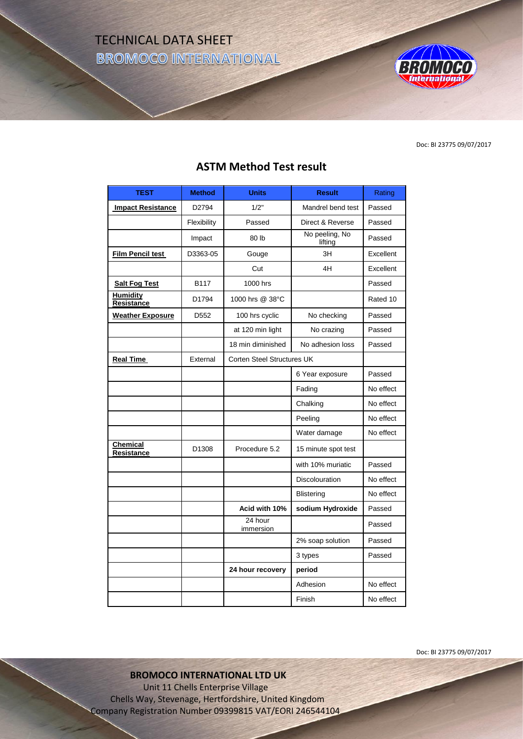TECHNICAL DATA SHEET
BROMOCO INTERNATIONAL

Doc: BI 23775 09/07/2017

## ASTM Method Test result

| TEST | Method | Units | Result | Rating |
|---|---|---|---|---|
| **Impact Resistance** | D2794 | 1/2" | Mandrel bend test | Passed |
| | Flexibility | Passed | Direct & Reverse | Passed |
| | Impact | 80 lb | No peeling, No lifting | Passed |
| **Film Pencil test** | D3363-05 | Gouge | 3H | Excellent |
| | | Cut | 4H | Excellent |
| **Salt Fog Test** | B117 | 1000 hrs | | Passed |
| **Humidity Resistance** | D1794 | 1000 hrs @ 38°C | | Rated 10 |
| **Weather Exposure** | D552 | 100 hrs cyclic | No checking | Passed |
| | | at 120 min light | No crazing | Passed |
| | | 18 min diminished | No adhesion loss | Passed |
| **Real Time** | External | Corten Steel Structures UK | | |
| | | | 6 Year exposure | Passed |
| | | | Fading | No effect |
| | | | Chalking | No effect |
| | | | Peeling | No effect |
| | | | Water damage | No effect |
| **Chemical Resistance** | D1308 | Procedure 5.2 | 15 minute spot test | |
| | | | with 10% muriatic | Passed |
| | | | Discolouration | No effect |
| | | | Blistering | No effect |
| | | **Acid with 10%** | **sodium Hydroxide** | Passed |
| | | 24 hour immersion | | Passed |
| | | | 2% soap solution | Passed |
| | | | 3 types | Passed |
| | | **24 hour recovery** | **period** | |
| | | | Adhesion | No effect |
| | | | Finish | No effect |

Doc: BI 23775 09/07/2017

**BROMOCO INTERNATIONAL LTD UK**
Unit 11 Chells Enterprise Village
Chells Way, Stevenage, Hertfordshire, United Kingdom
Company Registration Number 09399815 VAT/EORI 246544104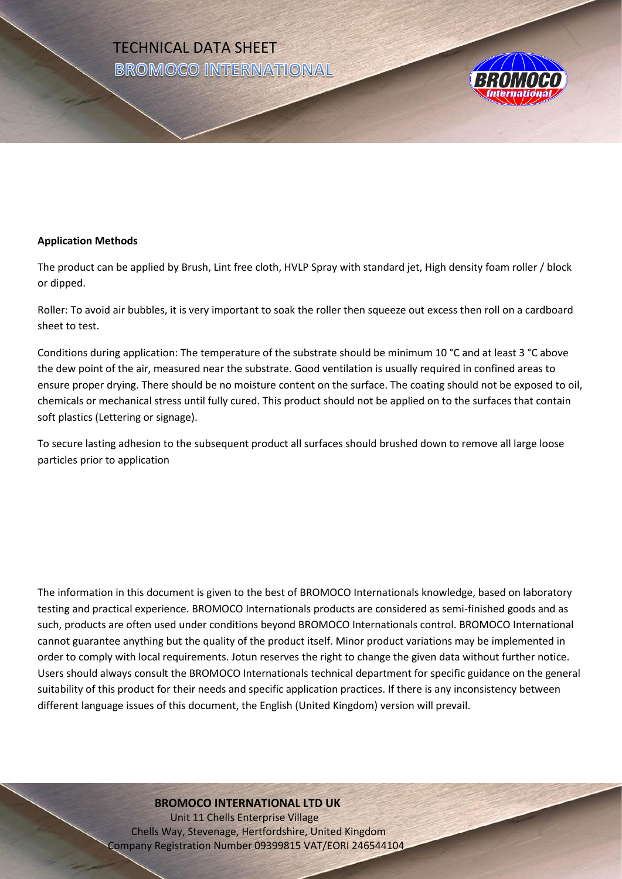**Application Methods**

The product can be applied by Brush, Lint free cloth, HVLP Spray with standard jet, High density foam roller / block or dipped.

Roller: To avoid air bubbles, it is very important to soak the roller then squeeze out excess then roll on a cardboard sheet to test.

Conditions during application: The temperature of the substrate should be minimum 10 °C and at least 3 °C above the dew point of the air, measured near the substrate. Good ventilation is usually required in confined areas to ensure proper drying. There should be no moisture content on the surface. The coating should not be exposed to oil, chemicals or mechanical stress until fully cured. This product should not be applied on to the surfaces that contain soft plastics (Lettering or signage).

To secure lasting adhesion to the subsequent product all surfaces should brushed down to remove all large loose particles prior to application

The information in this document is given to the best of BROMOCO Internationals knowledge, based on laboratory testing and practical experience. BROMOCO Internationals products are considered as semi-finished goods and as such, products are often used under conditions beyond BROMOCO Internationals control. BROMOCO International cannot guarantee anything but the quality of the product itself. Minor product variations may be implemented in order to comply with local requirements. Jotun reserves the right to change the given data without further notice. Users should always consult the BROMOCO Internationals technical department for specific guidance on the general suitability of this product for their needs and specific application practices. If there is any inconsistency between different language issues of this document, the English (United Kingdom) version will prevail.